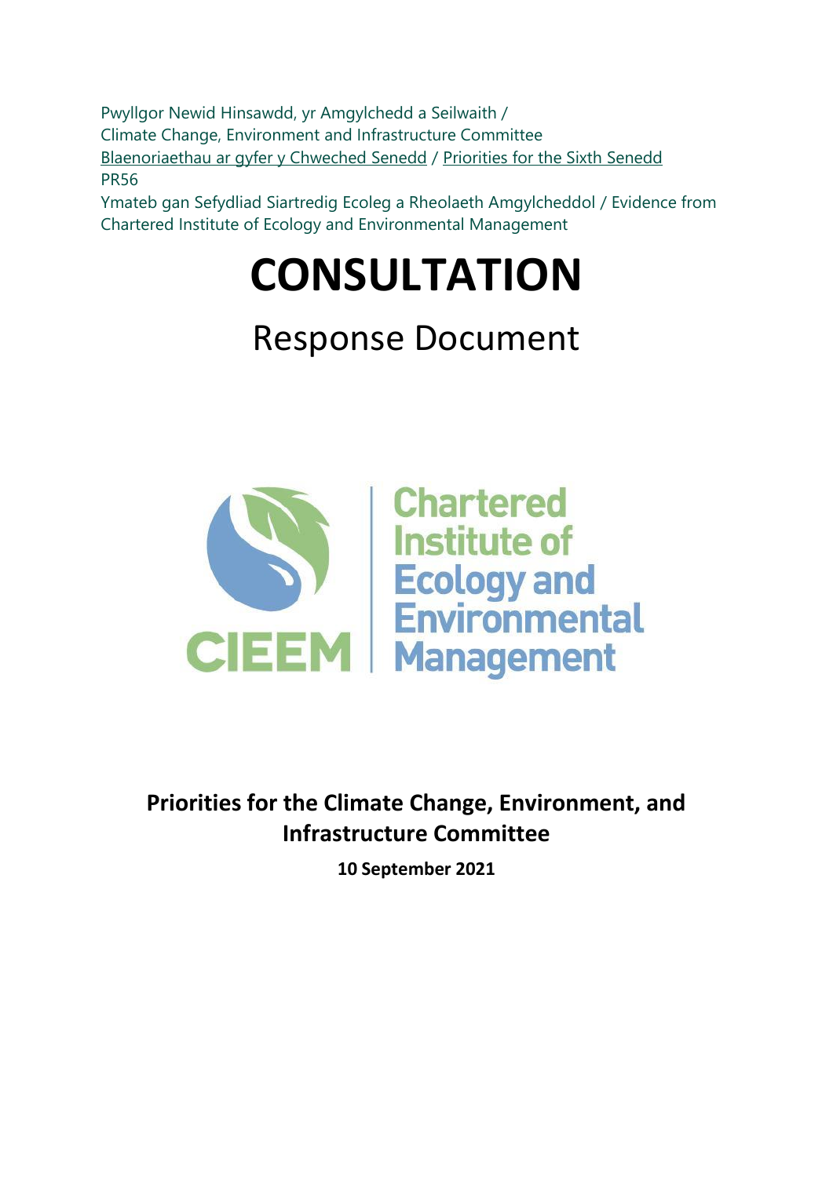Pwyllgor Newid Hinsawdd, yr Amgylchedd a Seilwaith /
Climate Change, Environment and Infrastructure Committee
Blaenoriaethau ar gyfer y Chweched Senedd / Priorities for the Sixth Senedd
PR56
Ymateb gan Sefydliad Siartredig Ecoleg a Rheolaeth Amgylcheddol / Evidence from Chartered Institute of Ecology and Environmental Management

# CONSULTATION

## Response Document

CIEEM | Chartered Institute of Ecology and Environmental Management

**Priorities for the Climate Change, Environment, and Infrastructure Committee**

**10 September 2021**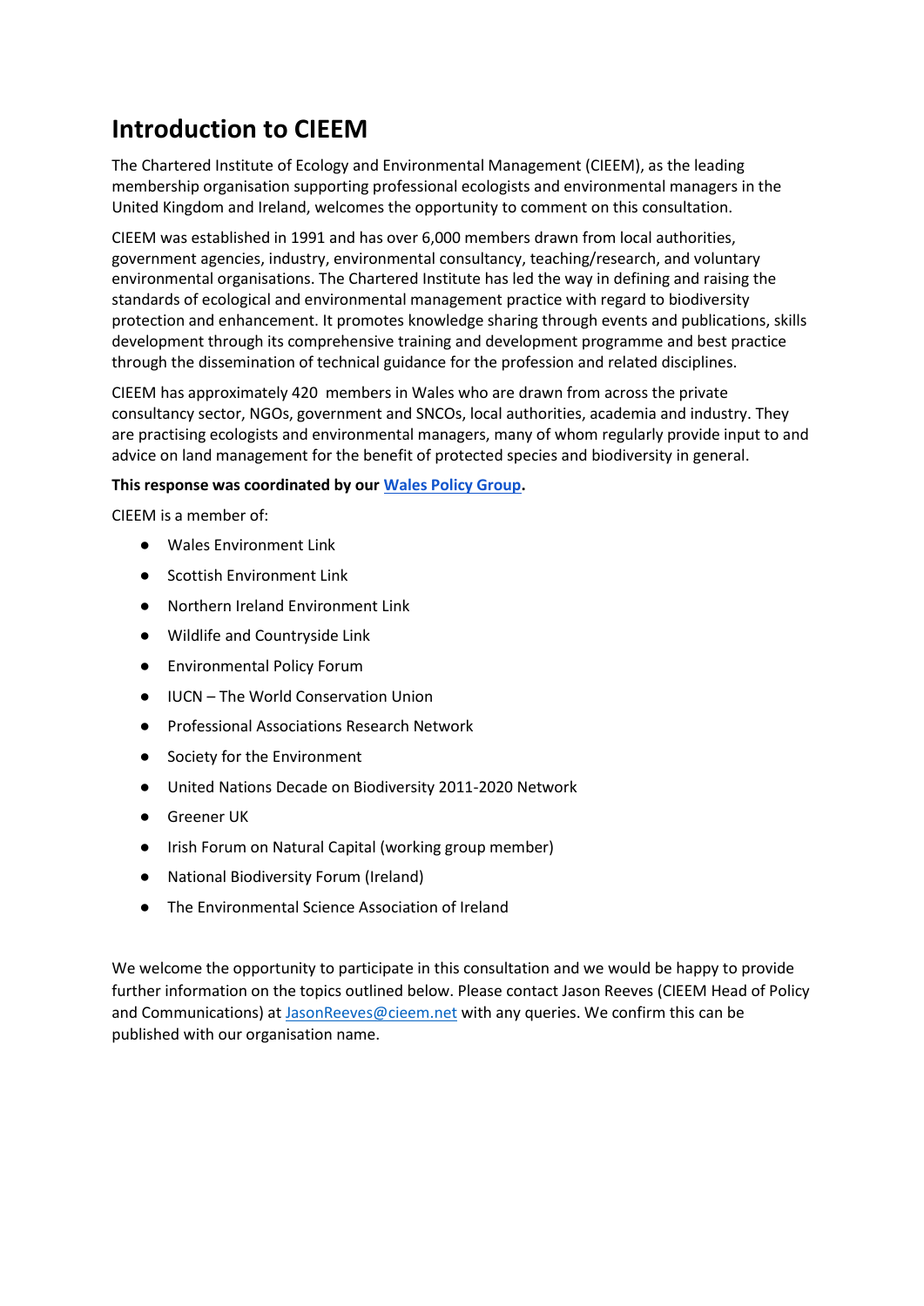# Introduction to CIEEM

The Chartered Institute of Ecology and Environmental Management (CIEEM), as the leading membership organisation supporting professional ecologists and environmental managers in the United Kingdom and Ireland, welcomes the opportunity to comment on this consultation.

CIEEM was established in 1991 and has over 6,000 members drawn from local authorities, government agencies, industry, environmental consultancy, teaching/research, and voluntary environmental organisations. The Chartered Institute has led the way in defining and raising the standards of ecological and environmental management practice with regard to biodiversity protection and enhancement. It promotes knowledge sharing through events and publications, skills development through its comprehensive training and development programme and best practice through the dissemination of technical guidance for the profession and related disciplines.

CIEEM has approximately 420 members in Wales who are drawn from across the private consultancy sector, NGOs, government and SNCOs, local authorities, academia and industry. They are practising ecologists and environmental managers, many of whom regularly provide input to and advice on land management for the benefit of protected species and biodiversity in general.

**This response was coordinated by our [Wales Policy Group](#).**

CIEEM is a member of:

- Wales Environment Link
- Scottish Environment Link
- Northern Ireland Environment Link
- Wildlife and Countryside Link
- Environmental Policy Forum
- IUCN – The World Conservation Union
- Professional Associations Research Network
- Society for the Environment
- United Nations Decade on Biodiversity 2011-2020 Network
- Greener UK
- Irish Forum on Natural Capital (working group member)
- National Biodiversity Forum (Ireland)
- The Environmental Science Association of Ireland

We welcome the opportunity to participate in this consultation and we would be happy to provide further information on the topics outlined below. Please contact Jason Reeves (CIEEM Head of Policy and Communications) at JasonReeves@cieem.net with any queries. We confirm this can be published with our organisation name.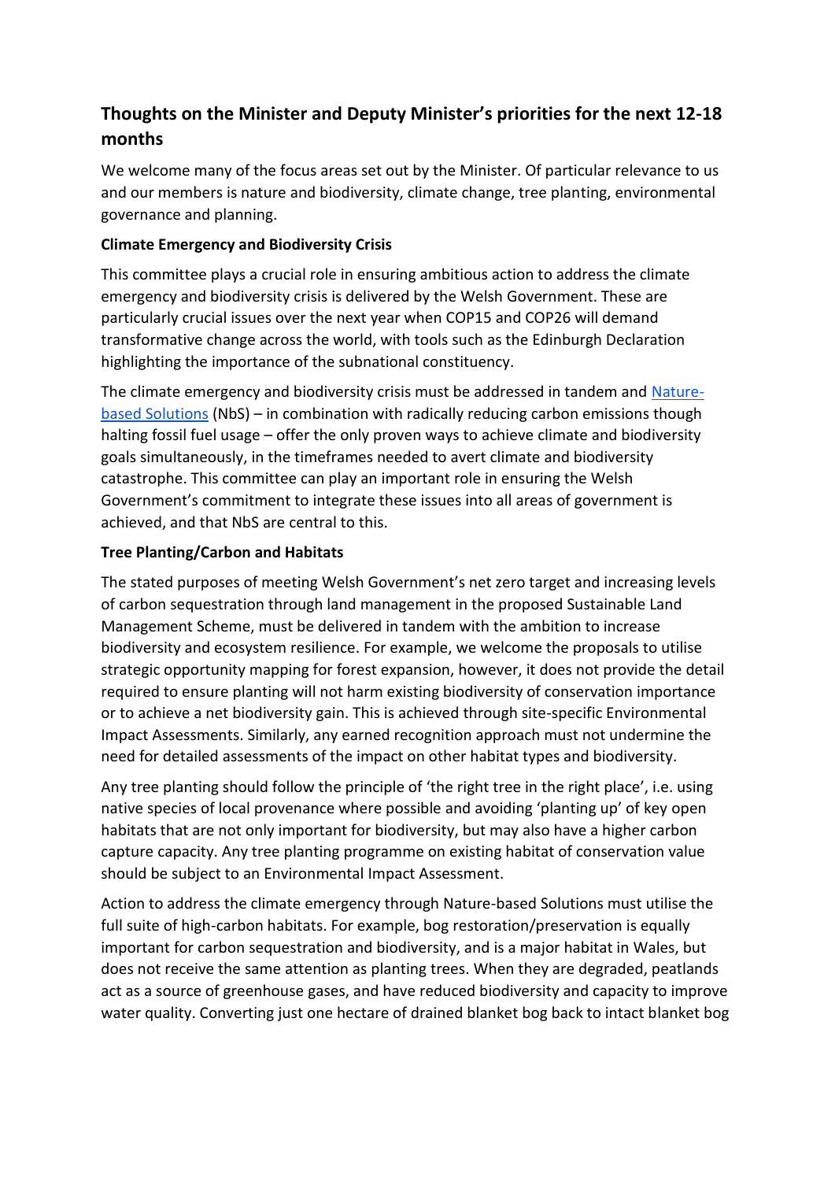## Thoughts on the Minister and Deputy Minister's priorities for the next 12-18 months

We welcome many of the focus areas set out by the Minister. Of particular relevance to us and our members is nature and biodiversity, climate change, tree planting, environmental governance and planning.

**Climate Emergency and Biodiversity Crisis**

This committee plays a crucial role in ensuring ambitious action to address the climate emergency and biodiversity crisis is delivered by the Welsh Government. These are particularly crucial issues over the next year when COP15 and COP26 will demand transformative change across the world, with tools such as the Edinburgh Declaration highlighting the importance of the subnational constituency.

The climate emergency and biodiversity crisis must be addressed in tandem and Nature-based Solutions (NbS) – in combination with radically reducing carbon emissions though halting fossil fuel usage – offer the only proven ways to achieve climate and biodiversity goals simultaneously, in the timeframes needed to avert climate and biodiversity catastrophe. This committee can play an important role in ensuring the Welsh Government's commitment to integrate these issues into all areas of government is achieved, and that NbS are central to this.

**Tree Planting/Carbon and Habitats**

The stated purposes of meeting Welsh Government's net zero target and increasing levels of carbon sequestration through land management in the proposed Sustainable Land Management Scheme, must be delivered in tandem with the ambition to increase biodiversity and ecosystem resilience. For example, we welcome the proposals to utilise strategic opportunity mapping for forest expansion, however, it does not provide the detail required to ensure planting will not harm existing biodiversity of conservation importance or to achieve a net biodiversity gain. This is achieved through site-specific Environmental Impact Assessments. Similarly, any earned recognition approach must not undermine the need for detailed assessments of the impact on other habitat types and biodiversity.

Any tree planting should follow the principle of 'the right tree in the right place', i.e. using native species of local provenance where possible and avoiding 'planting up' of key open habitats that are not only important for biodiversity, but may also have a higher carbon capture capacity. Any tree planting programme on existing habitat of conservation value should be subject to an Environmental Impact Assessment.

Action to address the climate emergency through Nature-based Solutions must utilise the full suite of high-carbon habitats. For example, bog restoration/preservation is equally important for carbon sequestration and biodiversity, and is a major habitat in Wales, but does not receive the same attention as planting trees. When they are degraded, peatlands act as a source of greenhouse gases, and have reduced biodiversity and capacity to improve water quality. Converting just one hectare of drained blanket bog back to intact blanket bog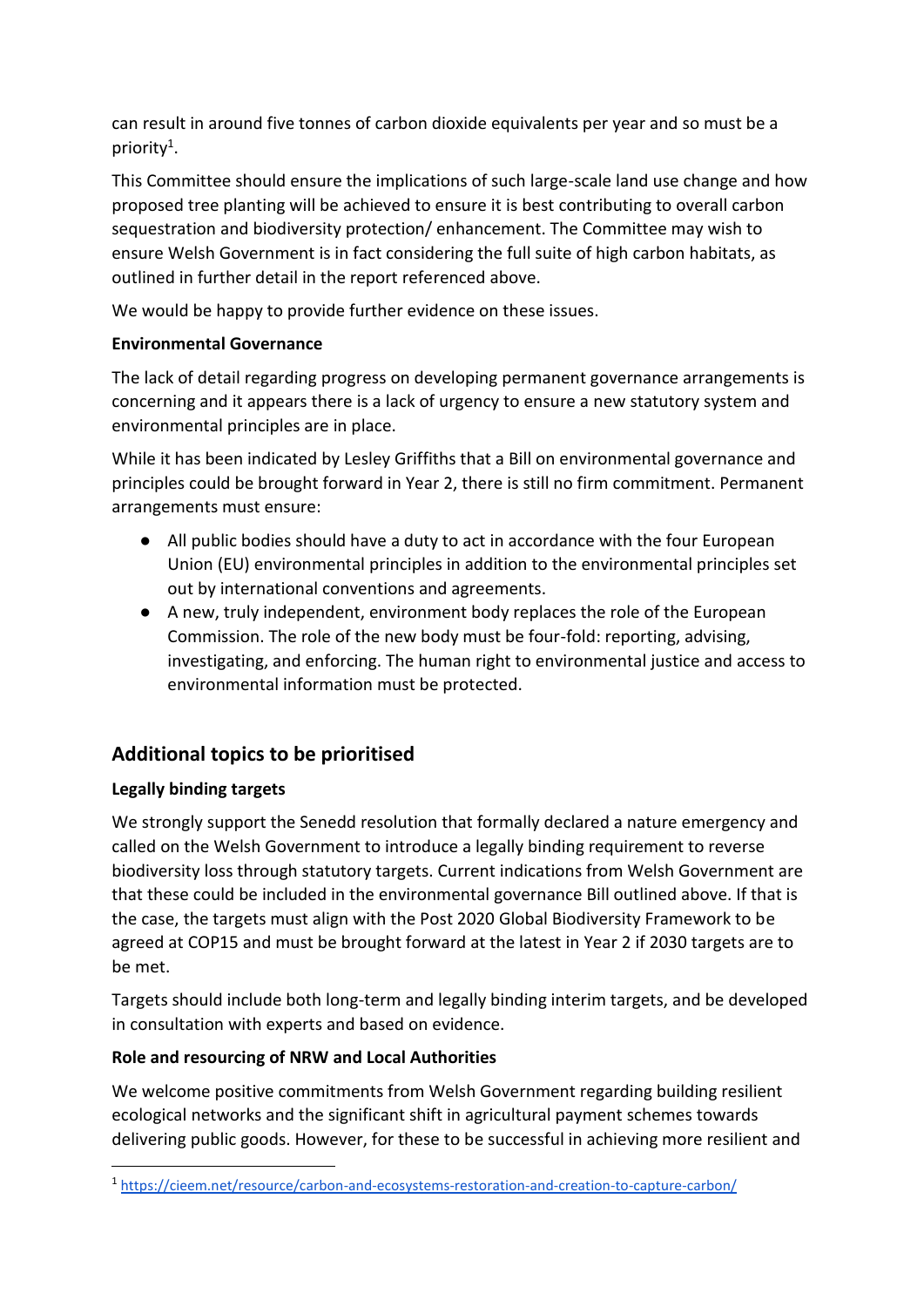can result in around five tonnes of carbon dioxide equivalents per year and so must be a priority[1].

This Committee should ensure the implications of such large-scale land use change and how proposed tree planting will be achieved to ensure it is best contributing to overall carbon sequestration and biodiversity protection/ enhancement. The Committee may wish to ensure Welsh Government is in fact considering the full suite of high carbon habitats, as outlined in further detail in the report referenced above.

We would be happy to provide further evidence on these issues.

**Environmental Governance**

The lack of detail regarding progress on developing permanent governance arrangements is concerning and it appears there is a lack of urgency to ensure a new statutory system and environmental principles are in place.

While it has been indicated by Lesley Griffiths that a Bill on environmental governance and principles could be brought forward in Year 2, there is still no firm commitment. Permanent arrangements must ensure:

- All public bodies should have a duty to act in accordance with the four European Union (EU) environmental principles in addition to the environmental principles set out by international conventions and agreements.
- A new, truly independent, environment body replaces the role of the European Commission. The role of the new body must be four-fold: reporting, advising, investigating, and enforcing. The human right to environmental justice and access to environmental information must be protected.

## Additional topics to be prioritised

**Legally binding targets**

We strongly support the Senedd resolution that formally declared a nature emergency and called on the Welsh Government to introduce a legally binding requirement to reverse biodiversity loss through statutory targets. Current indications from Welsh Government are that these could be included in the environmental governance Bill outlined above. If that is the case, the targets must align with the Post 2020 Global Biodiversity Framework to be agreed at COP15 and must be brought forward at the latest in Year 2 if 2030 targets are to be met.

Targets should include both long-term and legally binding interim targets, and be developed in consultation with experts and based on evidence.

**Role and resourcing of NRW and Local Authorities**

We welcome positive commitments from Welsh Government regarding building resilient ecological networks and the significant shift in agricultural payment schemes towards delivering public goods. However, for these to be successful in achieving more resilient and

[1] https://cieem.net/resource/carbon-and-ecosystems-restoration-and-creation-to-capture-carbon/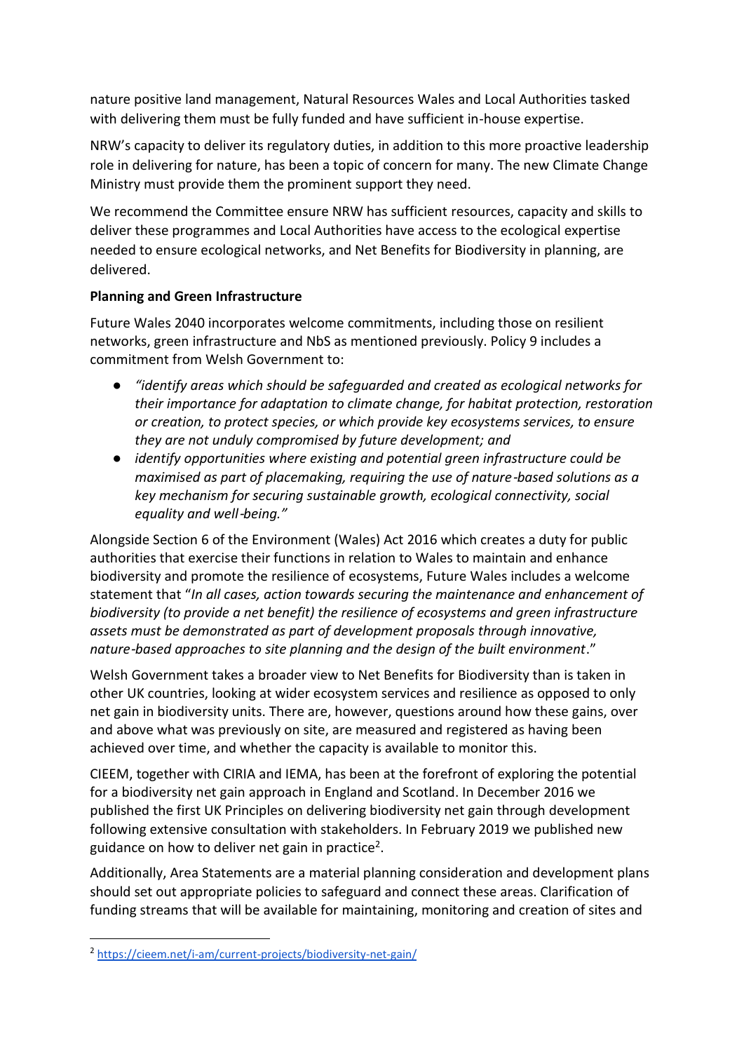nature positive land management, Natural Resources Wales and Local Authorities tasked with delivering them must be fully funded and have sufficient in-house expertise.

NRW's capacity to deliver its regulatory duties, in addition to this more proactive leadership role in delivering for nature, has been a topic of concern for many. The new Climate Change Ministry must provide them the prominent support they need.

We recommend the Committee ensure NRW has sufficient resources, capacity and skills to deliver these programmes and Local Authorities have access to the ecological expertise needed to ensure ecological networks, and Net Benefits for Biodiversity in planning, are delivered.

**Planning and Green Infrastructure**

Future Wales 2040 incorporates welcome commitments, including those on resilient networks, green infrastructure and NbS as mentioned previously. Policy 9 includes a commitment from Welsh Government to:

- *"identify areas which should be safeguarded and created as ecological networks for their importance for adaptation to climate change, for habitat protection, restoration or creation, to protect species, or which provide key ecosystems services, to ensure they are not unduly compromised by future development; and*
- *identify opportunities where existing and potential green infrastructure could be maximised as part of placemaking, requiring the use of nature-based solutions as a key mechanism for securing sustainable growth, ecological connectivity, social equality and well-being."*

Alongside Section 6 of the Environment (Wales) Act 2016 which creates a duty for public authorities that exercise their functions in relation to Wales to maintain and enhance biodiversity and promote the resilience of ecosystems, Future Wales includes a welcome statement that "*In all cases, action towards securing the maintenance and enhancement of biodiversity (to provide a net benefit) the resilience of ecosystems and green infrastructure assets must be demonstrated as part of development proposals through innovative, nature-based approaches to site planning and the design of the built environment*."

Welsh Government takes a broader view to Net Benefits for Biodiversity than is taken in other UK countries, looking at wider ecosystem services and resilience as opposed to only net gain in biodiversity units. There are, however, questions around how these gains, over and above what was previously on site, are measured and registered as having been achieved over time, and whether the capacity is available to monitor this.

CIEEM, together with CIRIA and IEMA, has been at the forefront of exploring the potential for a biodiversity net gain approach in England and Scotland. In December 2016 we published the first UK Principles on delivering biodiversity net gain through development following extensive consultation with stakeholders. In February 2019 we published new guidance on how to deliver net gain in practice[2].

Additionally, Area Statements are a material planning consideration and development plans should set out appropriate policies to safeguard and connect these areas. Clarification of funding streams that will be available for maintaining, monitoring and creation of sites and

[2] https://cieem.net/i-am/current-projects/biodiversity-net-gain/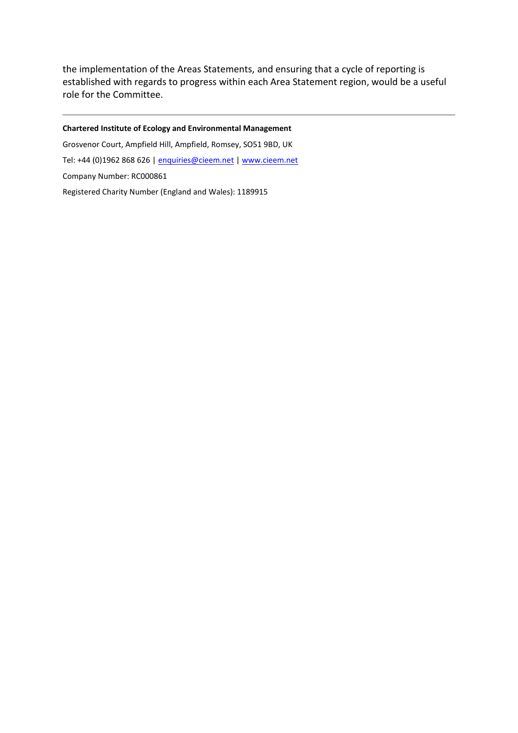the implementation of the Areas Statements, and ensuring that a cycle of reporting is established with regards to progress within each Area Statement region, would be a useful role for the Committee.

---

**Chartered Institute of Ecology and Environmental Management**

Grosvenor Court, Ampfield Hill, Ampfield, Romsey, SO51 9BD, UK

Tel: +44 (0)1962 868 626 | [enquiries@cieem.net](mailto:enquiries@cieem.net) | [www.cieem.net](http://www.cieem.net)

Company Number: RC000861

Registered Charity Number (England and Wales): 1189915